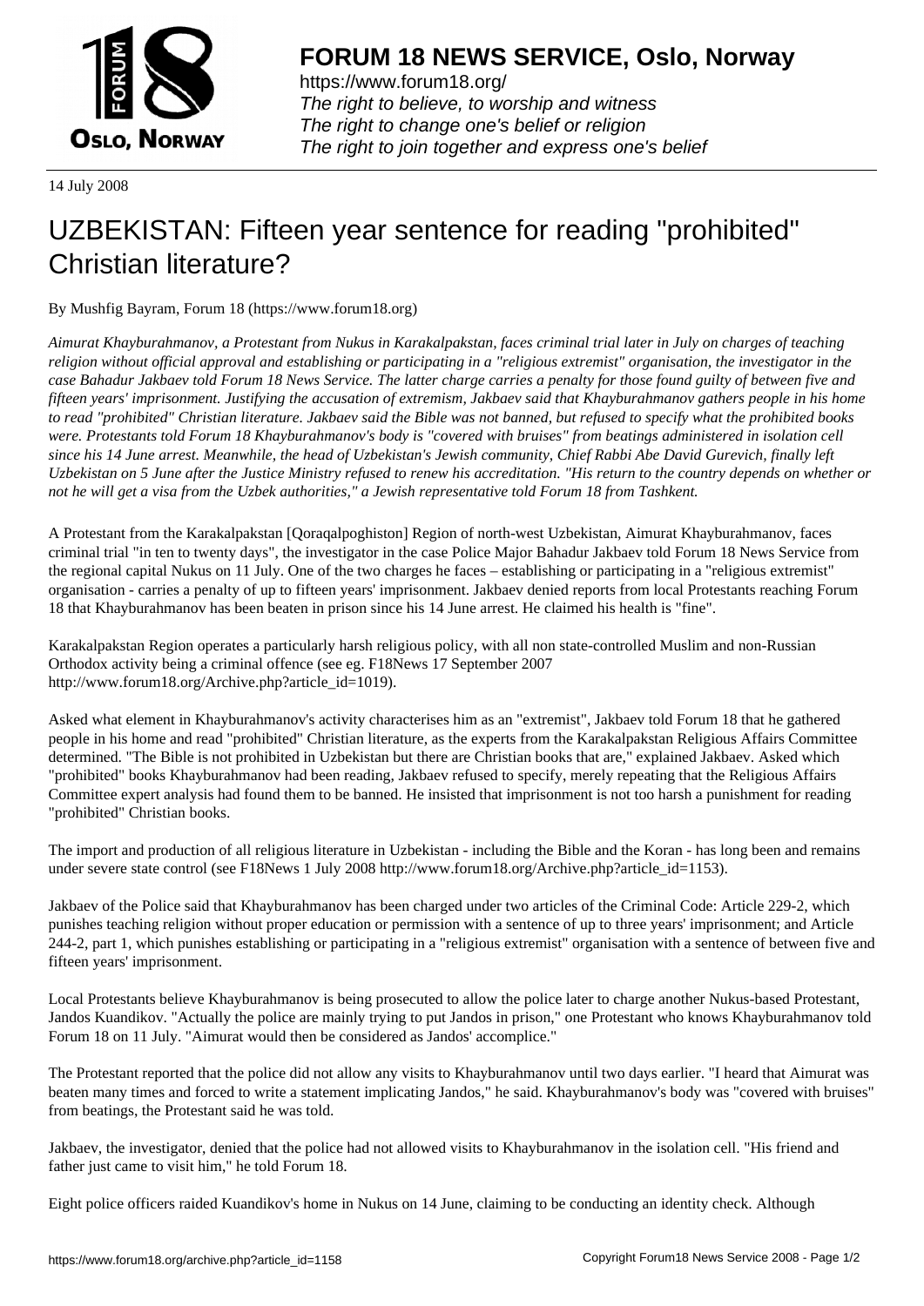# FORUM 18 NEWS SERVICE, Oslo, Norway

https://www.forum18.org/
*The right to believe, to worship and witness*
*The right to change one's belief or religion*
*The right to join together and express one's belief*

14 July 2008

# UZBEKISTAN: Fifteen year sentence for reading "prohibited" Christian literature?

By Mushfig Bayram, Forum 18 (https://www.forum18.org)

*Aimurat Khayburahmanov, a Protestant from Nukus in Karakalpakstan, faces criminal trial later in July on charges of teaching religion without official approval and establishing or participating in a "religious extremist" organisation, the investigator in the case Bahadur Jakbaev told Forum 18 News Service. The latter charge carries a penalty for those found guilty of between five and fifteen years' imprisonment. Justifying the accusation of extremism, Jakbaev said that Khayburahmanov gathers people in his home to read "prohibited" Christian literature. Jakbaev said the Bible was not banned, but refused to specify what the prohibited books were. Protestants told Forum 18 Khayburahmanov's body is "covered with bruises" from beatings administered in isolation cell since his 14 June arrest. Meanwhile, the head of Uzbekistan's Jewish community, Chief Rabbi Abe David Gurevich, finally left Uzbekistan on 5 June after the Justice Ministry refused to renew his accreditation. "His return to the country depends on whether or not he will get a visa from the Uzbek authorities," a Jewish representative told Forum 18 from Tashkent.*

A Protestant from the Karakalpakstan [Qoraqalpoghiston] Region of north-west Uzbekistan, Aimurat Khayburahmanov, faces criminal trial "in ten to twenty days", the investigator in the case Police Major Bahadur Jakbaev told Forum 18 News Service from the regional capital Nukus on 11 July. One of the two charges he faces – establishing or participating in a "religious extremist" organisation - carries a penalty of up to fifteen years' imprisonment. Jakbaev denied reports from local Protestants reaching Forum 18 that Khayburahmanov has been beaten in prison since his 14 June arrest. He claimed his health is "fine".

Karakalpakstan Region operates a particularly harsh religious policy, with all non state-controlled Muslim and non-Russian Orthodox activity being a criminal offence (see eg. F18News 17 September 2007 http://www.forum18.org/Archive.php?article_id=1019).

Asked what element in Khayburahmanov's activity characterises him as an "extremist", Jakbaev told Forum 18 that he gathered people in his home and read "prohibited" Christian literature, as the experts from the Karakalpakstan Religious Affairs Committee determined. "The Bible is not prohibited in Uzbekistan but there are Christian books that are," explained Jakbaev. Asked which "prohibited" books Khayburahmanov had been reading, Jakbaev refused to specify, merely repeating that the Religious Affairs Committee expert analysis had found them to be banned. He insisted that imprisonment is not too harsh a punishment for reading "prohibited" Christian books.

The import and production of all religious literature in Uzbekistan - including the Bible and the Koran - has long been and remains under severe state control (see F18News 1 July 2008 http://www.forum18.org/Archive.php?article_id=1153).

Jakbaev of the Police said that Khayburahmanov has been charged under two articles of the Criminal Code: Article 229-2, which punishes teaching religion without proper education or permission with a sentence of up to three years' imprisonment; and Article 244-2, part 1, which punishes establishing or participating in a "religious extremist" organisation with a sentence of between five and fifteen years' imprisonment.

Local Protestants believe Khayburahmanov is being prosecuted to allow the police later to charge another Nukus-based Protestant, Jandos Kuandikov. "Actually the police are mainly trying to put Jandos in prison," one Protestant who knows Khayburahmanov told Forum 18 on 11 July. "Aimurat would then be considered as Jandos' accomplice."

The Protestant reported that the police did not allow any visits to Khayburahmanov until two days earlier. "I heard that Aimurat was beaten many times and forced to write a statement implicating Jandos," he said. Khayburahmanov's body was "covered with bruises" from beatings, the Protestant said he was told.

Jakbaev, the investigator, denied that the police had not allowed visits to Khayburahmanov in the isolation cell. "His friend and father just came to visit him," he told Forum 18.

Eight police officers raided Kuandikov's home in Nukus on 14 June, claiming to be conducting an identity check. Although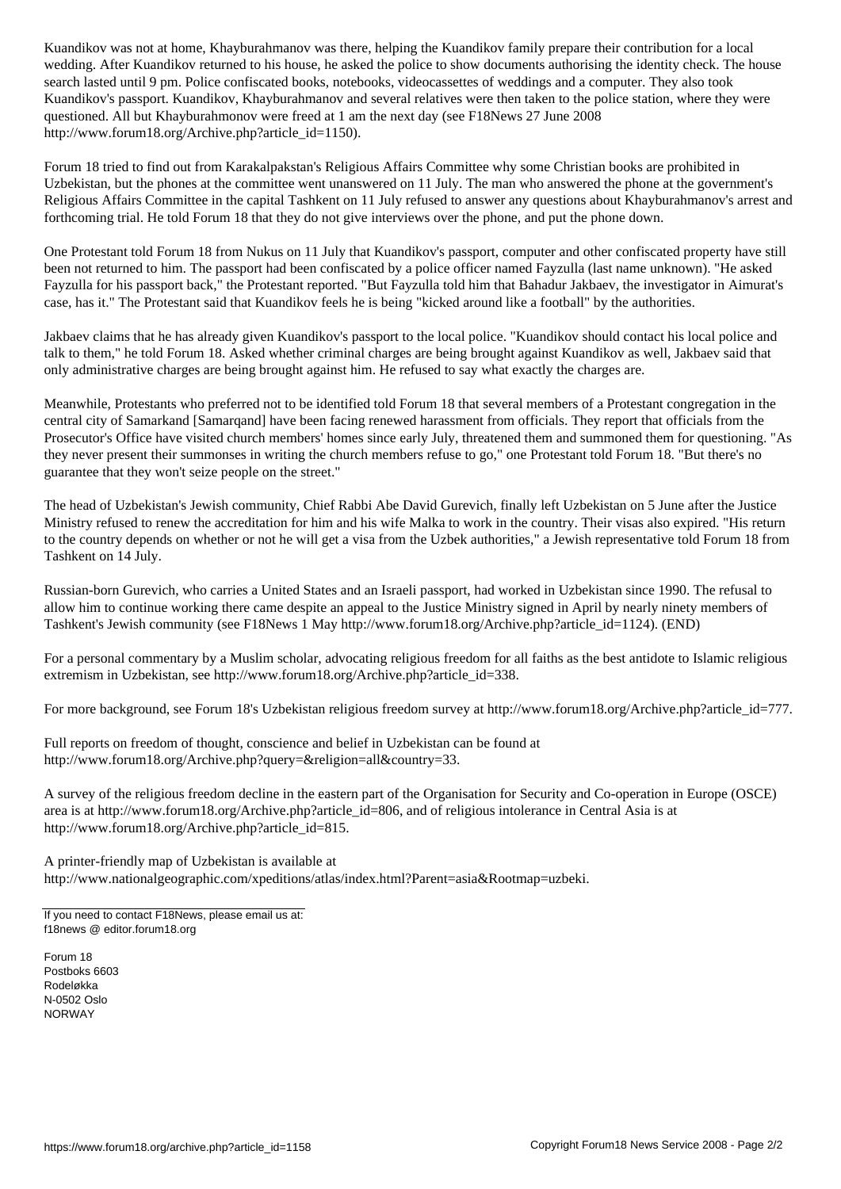Kuandikov was not at home, Khayburahmanov was there, helping the Kuandikov family prepare their contribution for a local wedding. After Kuandikov returned to his house, he asked the police to show documents authorising the identity check. The house search lasted until 9 pm. Police confiscated books, notebooks, videocassettes of weddings and a computer. They also took Kuandikov's passport. Kuandikov, Khayburahmanov and several relatives were then taken to the police station, where they were questioned. All but Khayburahmonov were freed at 1 am the next day (see F18News 27 June 2008 http://www.forum18.org/Archive.php?article_id=1150).

Forum 18 tried to find out from Karakalpakstan's Religious Affairs Committee why some Christian books are prohibited in Uzbekistan, but the phones at the committee went unanswered on 11 July. The man who answered the phone at the government's Religious Affairs Committee in the capital Tashkent on 11 July refused to answer any questions about Khayburahmanov's arrest and forthcoming trial. He told Forum 18 that they do not give interviews over the phone, and put the phone down.

One Protestant told Forum 18 from Nukus on 11 July that Kuandikov's passport, computer and other confiscated property have still been not returned to him. The passport had been confiscated by a police officer named Fayzulla (last name unknown). "He asked Fayzulla for his passport back," the Protestant reported. "But Fayzulla told him that Bahadur Jakbaev, the investigator in Aimurat's case, has it." The Protestant said that Kuandikov feels he is being "kicked around like a football" by the authorities.

Jakbaev claims that he has already given Kuandikov's passport to the local police. "Kuandikov should contact his local police and talk to them," he told Forum 18. Asked whether criminal charges are being brought against Kuandikov as well, Jakbaev said that only administrative charges are being brought against him. He refused to say what exactly the charges are.

Meanwhile, Protestants who preferred not to be identified told Forum 18 that several members of a Protestant congregation in the central city of Samarkand [Samarqand] have been facing renewed harassment from officials. They report that officials from the Prosecutor's Office have visited church members' homes since early July, threatened them and summoned them for questioning. "As they never present their summonses in writing the church members refuse to go," one Protestant told Forum 18. "But there's no guarantee that they won't seize people on the street."

The head of Uzbekistan's Jewish community, Chief Rabbi Abe David Gurevich, finally left Uzbekistan on 5 June after the Justice Ministry refused to renew the accreditation for him and his wife Malka to work in the country. Their visas also expired. "His return to the country depends on whether or not he will get a visa from the Uzbek authorities," a Jewish representative told Forum 18 from Tashkent on 14 July.

Russian-born Gurevich, who carries a United States and an Israeli passport, had worked in Uzbekistan since 1990. The refusal to allow him to continue working there came despite an appeal to the Justice Ministry signed in April by nearly ninety members of Tashkent's Jewish community (see F18News 1 May http://www.forum18.org/Archive.php?article_id=1124). (END)

For a personal commentary by a Muslim scholar, advocating religious freedom for all faiths as the best antidote to Islamic religious extremism in Uzbekistan, see http://www.forum18.org/Archive.php?article_id=338.

For more background, see Forum 18's Uzbekistan religious freedom survey at http://www.forum18.org/Archive.php?article_id=777.

Full reports on freedom of thought, conscience and belief in Uzbekistan can be found at http://www.forum18.org/Archive.php?query=&religion=all&country=33.

A survey of the religious freedom decline in the eastern part of the Organisation for Security and Co-operation in Europe (OSCE) area is at http://www.forum18.org/Archive.php?article_id=806, and of religious intolerance in Central Asia is at http://www.forum18.org/Archive.php?article_id=815.

A printer-friendly map of Uzbekistan is available at http://www.nationalgeographic.com/xpeditions/atlas/index.html?Parent=asia&Rootmap=uzbeki.

If you need to contact F18News, please email us at:
f18news @ editor.forum18.org

Forum 18
Postboks 6603
Rodeløkka
N-0502 Oslo
NORWAY